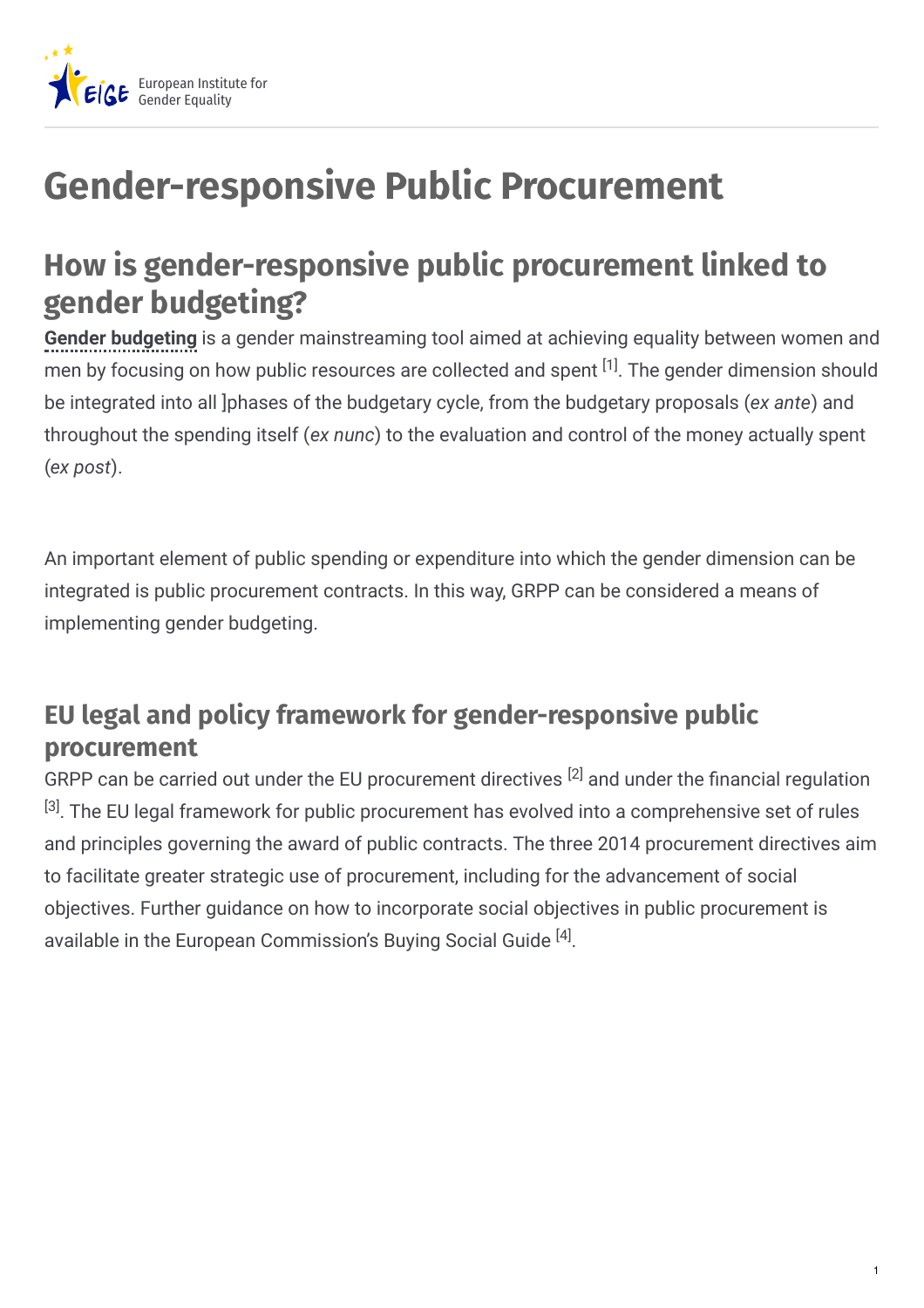# Gender-responsive Public Procurement

## How is gender-responsive public procurement linked to gender budgeting?

**Gender budgeting** is a gender mainstreaming tool aimed at achieving equality between women and men by focusing on how public resources are collected and spent [1]. The gender dimension should be integrated into all ]phases of the budgetary cycle, from the budgetary proposals (*ex ante*) and throughout the spending itself (*ex nunc*) to the evaluation and control of the money actually spent (*ex post*).

An important element of public spending or expenditure into which the gender dimension can be integrated is public procurement contracts. In this way, GRPP can be considered a means of implementing gender budgeting.

### EU legal and policy framework for gender-responsive public procurement

GRPP can be carried out under the EU procurement directives [2] and under the financial regulation [3]. The EU legal framework for public procurement has evolved into a comprehensive set of rules and principles governing the award of public contracts. The three 2014 procurement directives aim to facilitate greater strategic use of procurement, including for the advancement of social objectives. Further guidance on how to incorporate social objectives in public procurement is available in the European Commission's Buying Social Guide [4].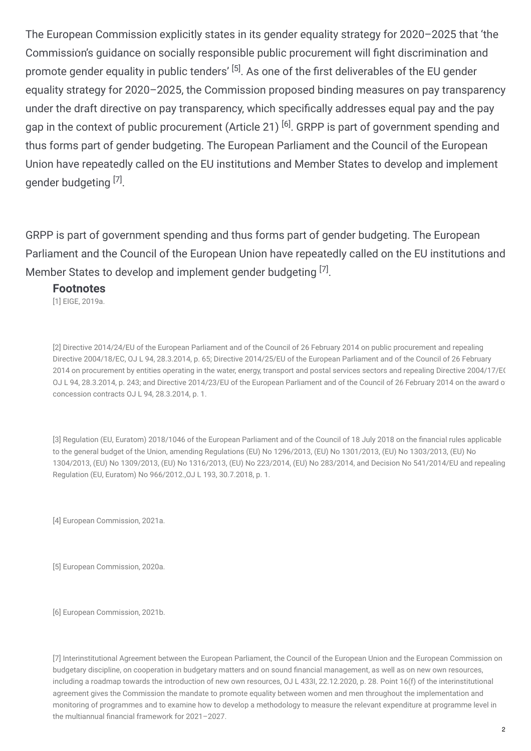The European Commission explicitly states in its gender equality strategy for 2020–2025 that 'the Commission's guidance on socially responsible public procurement will fight discrimination and promote gender equality in public tenders' [5]. As one of the first deliverables of the EU gender equality strategy for 2020–2025, the Commission proposed binding measures on pay transparency under the draft directive on pay transparency, which specifically addresses equal pay and the pay gap in the context of public procurement (Article 21) [6]. GRPP is part of government spending and thus forms part of gender budgeting. The European Parliament and the Council of the European Union have repeatedly called on the EU institutions and Member States to develop and implement gender budgeting [7].

GRPP is part of government spending and thus forms part of gender budgeting. The European Parliament and the Council of the European Union have repeatedly called on the EU institutions and Member States to develop and implement gender budgeting [7].

**Footnotes**

[1] EIGE, 2019a.

[2] Directive 2014/24/EU of the European Parliament and of the Council of 26 February 2014 on public procurement and repealing Directive 2004/18/EC, OJ L 94, 28.3.2014, p. 65; Directive 2014/25/EU of the European Parliament and of the Council of 26 February 2014 on procurement by entities operating in the water, energy, transport and postal services sectors and repealing Directive 2004/17/EC OJ L 94, 28.3.2014, p. 243; and Directive 2014/23/EU of the European Parliament and of the Council of 26 February 2014 on the award of concession contracts OJ L 94, 28.3.2014, p. 1.

[3] Regulation (EU, Euratom) 2018/1046 of the European Parliament and of the Council of 18 July 2018 on the financial rules applicable to the general budget of the Union, amending Regulations (EU) No 1296/2013, (EU) No 1301/2013, (EU) No 1303/2013, (EU) No 1304/2013, (EU) No 1309/2013, (EU) No 1316/2013, (EU) No 223/2014, (EU) No 283/2014, and Decision No 541/2014/EU and repealing Regulation (EU, Euratom) No 966/2012.,OJ L 193, 30.7.2018, p. 1.

[4] European Commission, 2021a.

[5] European Commission, 2020a.

[6] European Commission, 2021b.

[7] Interinstitutional Agreement between the European Parliament, the Council of the European Union and the European Commission on budgetary discipline, on cooperation in budgetary matters and on sound financial management, as well as on new own resources, including a roadmap towards the introduction of new own resources, OJ L 433I, 22.12.2020, p. 28. Point 16(f) of the interinstitutional agreement gives the Commission the mandate to promote equality between women and men throughout the implementation and monitoring of programmes and to examine how to develop a methodology to measure the relevant expenditure at programme level in the multiannual financial framework for 2021–2027.